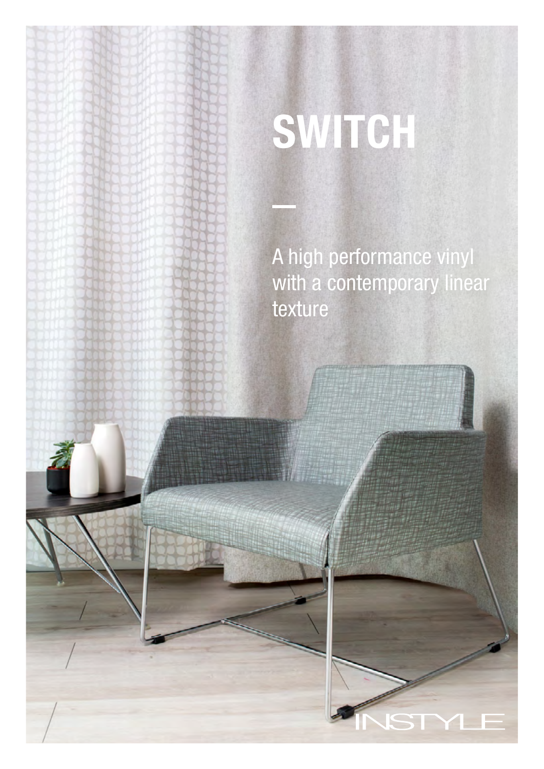# SWITCH

A high performance vinyl with a contemporary linear texture

INSTYLE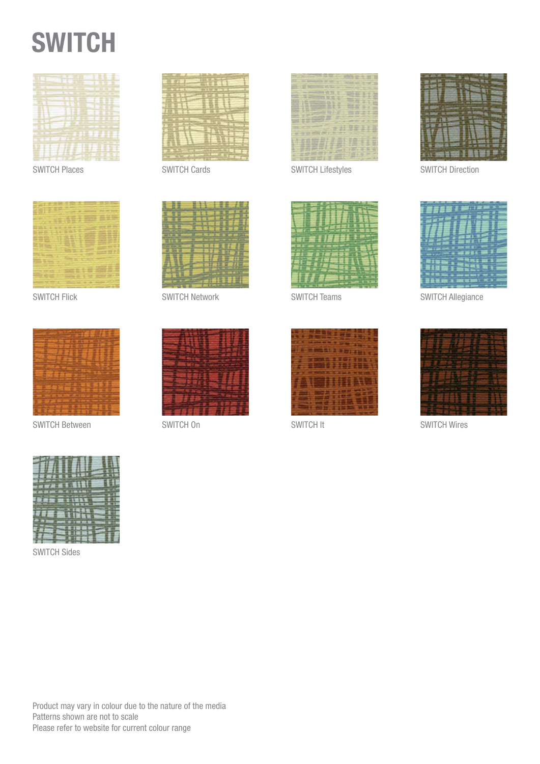# SWITCH

SWITCH Places

SWITCH Cards

SWITCH Lifestyles

SWITCH Direction

SWITCH Flick

SWITCH Network

SWITCH Teams

SWITCH Allegiance

SWITCH Between

SWITCH On

SWITCH It

SWITCH Wires

SWITCH Sides

Product may vary in colour due to the nature of the media
Patterns shown are not to scale
Please refer to website for current colour range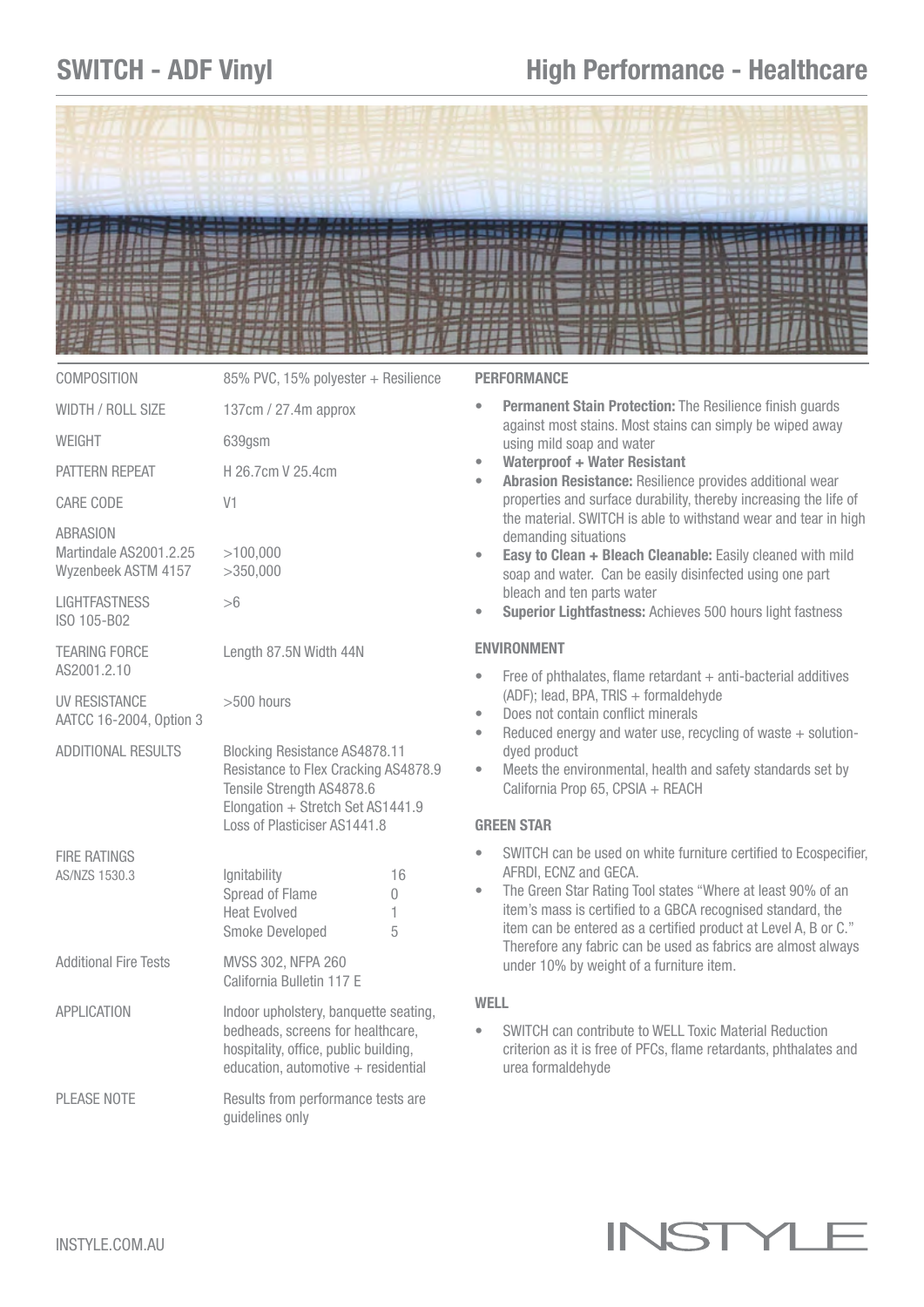# SWITCH - ADF Vinyl

## High Performance - Healthcare

| | | |
|---|---|---|
| COMPOSITION | 85% PVC, 15% polyester + Resilience | |
| WIDTH / ROLL SIZE | 137cm / 27.4m approx | |
| WEIGHT | 639gsm | |
| PATTERN REPEAT | H 26.7cm V 25.4cm | |
| CARE CODE | V1 | |
| ABRASION<br>Martindale AS2001.2.25<br>Wyzenbeek ASTM 4157 | <br>>100,000<br>>350,000 | |
| LIGHTFASTNESS<br>ISO 105-B02 | >6 | |
| TEARING FORCE<br>AS2001.2.10 | Length 87.5N Width 44N | |
| UV RESISTANCE<br>AATCC 16-2004, Option 3 | >500 hours | |
| ADDITIONAL RESULTS | Blocking Resistance AS4878.11<br>Resistance to Flex Cracking AS4878.9<br>Tensile Strength AS4878.6<br>Elongation + Stretch Set AS1441.9<br>Loss of Plasticiser AS1441.8 | |
| FIRE RATINGS<br>AS/NZS 1530.3 | Ignitability | 16 |
| | Spread of Flame | 0 |
| | Heat Evolved | 1 |
| | Smoke Developed | 5 |
| Additional Fire Tests | MVSS 302, NFPA 260<br>California Bulletin 117 E | |
| APPLICATION | Indoor upholstery, banquette seating, bedheads, screens for healthcare, hospitality, office, public building, education, automotive + residential | |
| PLEASE NOTE | Results from performance tests are guidelines only | |

### PERFORMANCE

- **Permanent Stain Protection:** The Resilience finish guards against most stains. Most stains can simply be wiped away using mild soap and water
- **Waterproof + Water Resistant**
- **Abrasion Resistance:** Resilience provides additional wear properties and surface durability, thereby increasing the life of the material. SWITCH is able to withstand wear and tear in high demanding situations
- **Easy to Clean + Bleach Cleanable:** Easily cleaned with mild soap and water. Can be easily disinfected using one part bleach and ten parts water
- **Superior Lightfastness:** Achieves 500 hours light fastness

### ENVIRONMENT

- Free of phthalates, flame retardant + anti-bacterial additives (ADF); lead, BPA, TRIS + formaldehyde
- Does not contain conflict minerals
- Reduced energy and water use, recycling of waste + solution-dyed product
- Meets the environmental, health and safety standards set by California Prop 65, CPSIA + REACH

### GREEN STAR

- SWITCH can be used on white furniture certified to Ecospecifier, AFRDI, ECNZ and GECA.
- The Green Star Rating Tool states "Where at least 90% of an item's mass is certified to a GBCA recognised standard, the item can be entered as a certified product at Level A, B or C." Therefore any fabric can be used as fabrics are almost always under 10% by weight of a furniture item.

### WELL

- SWITCH can contribute to WELL Toxic Material Reduction criterion as it is free of PFCs, flame retardants, phthalates and urea formaldehyde

INSTYLE.COM.AU

INSTYLE